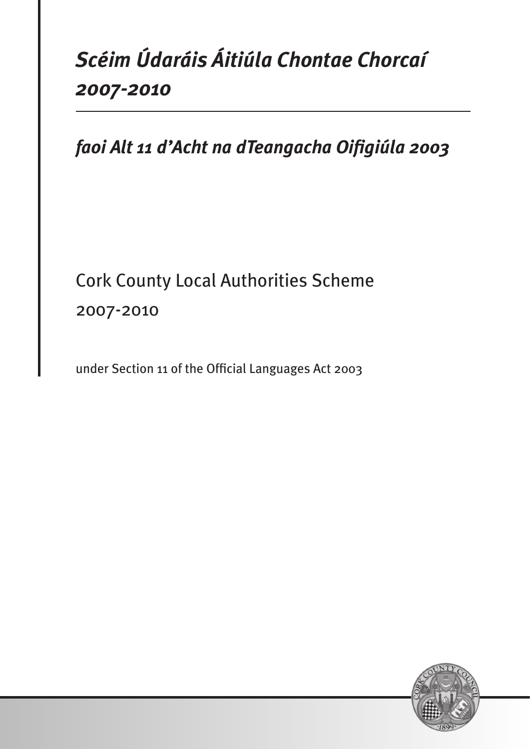# *Scéim Údaráis Áitiúla Chontae Chorcaí 2007-2010*

## *faoi Alt 11 d'Acht na dTeangacha Oifigiúla 2003*

# Cork County Local Authorities Scheme 2007-2010

under Section 11 of the Official Languages Act 2003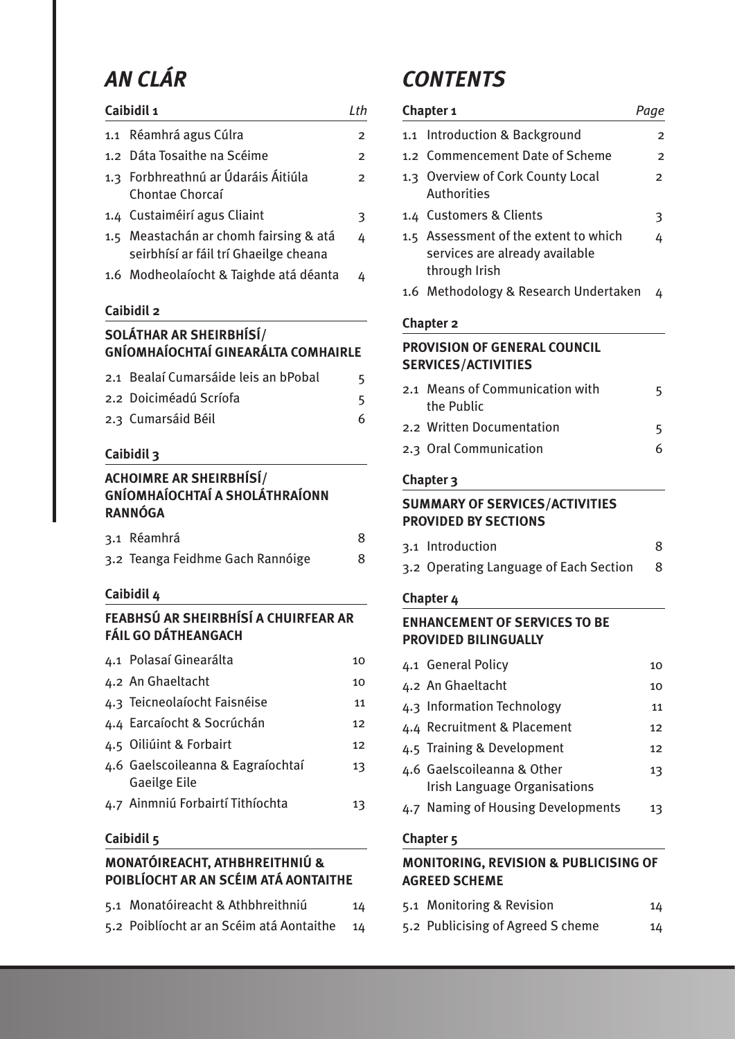# AN CLÁR

| Caibidil 1 | Lth |
|---|---|
| 1.1 Réamhrá agus Cúlra | 2 |
| 1.2 Dáta Tosaithe na Scéime | 2 |
| 1.3 Forbhreathnú ar Údaráis Áitiúla Chontae Chorcaí | 2 |
| 1.4 Custaiméirí agus Cliaint | 3 |
| 1.5 Meastachán ar chomh fairsing & atá seirbhísí ar fáil trí Ghaeilge cheana | 4 |
| 1.6 Modheolaíocht & Taighde atá déanta | 4 |

**Caibidil 2**

**SOLÁTHAR AR SHEIRBHÍSÍ/ GNÍOMHAÍOCHTAÍ GINEARÁLTA COMHAIRLE**

| | |
|---|---|
| 2.1 Bealaí Cumarsáide leis an bPobal | 5 |
| 2.2 Doiciméadú Scríofa | 5 |
| 2.3 Cumarsáid Béil | 6 |

**Caibidil 3**

**ACHOIMRE AR SHEIRBHÍSÍ/ GNÍOMHAÍOCHTAÍ A SHOLÁTHRAÍONN RANNÓGA**

| | |
|---|---|
| 3.1 Réamhrá | 8 |
| 3.2 Teanga Feidhme Gach Rannóige | 8 |

**Caibidil 4**

**FEABHSÚ AR SHEIRBHÍSÍ A CHUIRFEAR AR FÁIL GO DÁTHEANGACH**

| | |
|---|---|
| 4.1 Polasaí Ginearálta | 10 |
| 4.2 An Ghaeltacht | 10 |
| 4.3 Teicneolaíocht Faisnéise | 11 |
| 4.4 Earcaíocht & Socrúchán | 12 |
| 4.5 Oiliúint & Forbairt | 12 |
| 4.6 Gaelscoileanna & Eagraíochtaí Gaeilge Eile | 13 |
| 4.7 Ainmniú Forbairtí Tithíochta | 13 |

**Caibidil 5**

**MONATÓIREACHT, ATHBHREITHNIÚ & POIBLÍOCHT AR AN SCÉIM ATÁ AONTAITHE**

| | |
|---|---|
| 5.1 Monatóireacht & Athbhreithniú | 14 |
| 5.2 Poiblíocht ar an Scéim atá Aontaithe | 14 |

# CONTENTS

| Chapter 1 | Page |
|---|---|
| 1.1 Introduction & Background | 2 |
| 1.2 Commencement Date of Scheme | 2 |
| 1.3 Overview of Cork County Local Authorities | 2 |
| 1.4 Customers & Clients | 3 |
| 1.5 Assessment of the extent to which services are already available through Irish | 4 |
| 1.6 Methodology & Research Undertaken | 4 |

**Chapter 2**

**PROVISION OF GENERAL COUNCIL SERVICES/ACTIVITIES**

| | |
|---|---|
| 2.1 Means of Communication with the Public | 5 |
| 2.2 Written Documentation | 5 |
| 2.3 Oral Communication | 6 |

**Chapter 3**

**SUMMARY OF SERVICES/ACTIVITIES PROVIDED BY SECTIONS**

| | |
|---|---|
| 3.1 Introduction | 8 |
| 3.2 Operating Language of Each Section | 8 |

**Chapter 4**

**ENHANCEMENT OF SERVICES TO BE PROVIDED BILINGUALLY**

| | |
|---|---|
| 4.1 General Policy | 10 |
| 4.2 An Ghaeltacht | 10 |
| 4.3 Information Technology | 11 |
| 4.4 Recruitment & Placement | 12 |
| 4.5 Training & Development | 12 |
| 4.6 Gaelscoileanna & Other Irish Language Organisations | 13 |
| 4.7 Naming of Housing Developments | 13 |

**Chapter 5**

**MONITORING, REVISION & PUBLICISING OF AGREED SCHEME**

| | |
|---|---|
| 5.1 Monitoring & Revision | 14 |
| 5.2 Publicising of Agreed S cheme | 14 |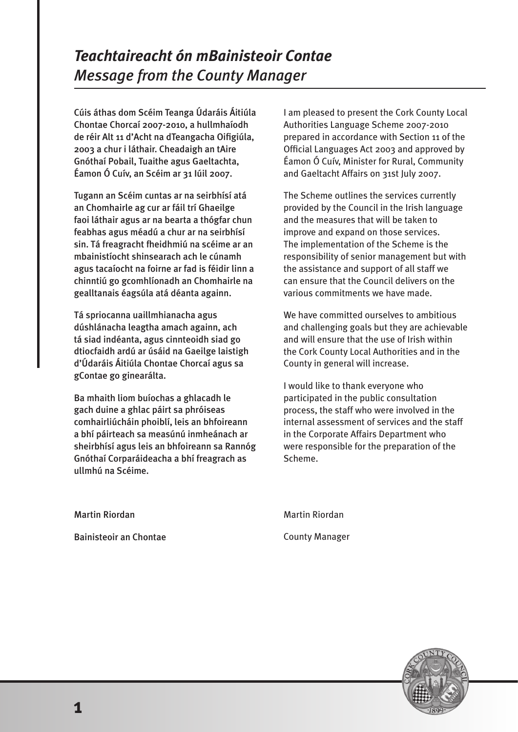## *Teachtaireacht ón mBainisteoir Contae*
## *Message from the County Manager*

Cúis áthas dom Scéim Teanga Údaráis Áitiúla Chontae Chorcaí 2007-2010, a hullmhaíodh de réir Alt 11 d'Acht na dTeangacha Oifigiúla, 2003 a chur i láthair. Cheadaigh an tAire Gnóthaí Pobail, Tuaithe agus Gaeltachta, Éamon Ó Cuív, an Scéim ar 31 Iúil 2007.

Tugann an Scéim cuntas ar na seirbhísí atá an Chomhairle ag cur ar fáil trí Ghaeilge faoi láthair agus ar na bearta a thógfar chun feabhas agus méadú a chur ar na seirbhísí sin. Tá freagracht fheidhmiú na scéime ar an mbainistíocht shinsearach ach le cúnamh agus tacaíocht na foirne ar fad is féidir linn a chinntiú go gcomhlíonadh an Chomhairle na gealltanais éagsúla atá déanta againn.

Tá spriocanna uaillmhianacha agus dúshlánacha leagtha amach againn, ach tá siad indéanta, agus cinnteoidh siad go dtiocfaidh ardú ar úsáid na Gaeilge laistigh d'Údaráis Áitiúla Chontae Chorcaí agus sa gContae go ginearálta.

Ba mhaith liom buíochas a ghlacadh le gach duine a ghlac páirt sa phróiseas comhairliúcháin phoiblí, leis an bhfoireann a bhí páirteach sa measúnú inmheánach ar sheirbhísí agus leis an bhfoireann sa Rannóg Gnóthaí Corparáideacha a bhí freagrach as ullmhú na Scéime.

Martin Riordan

Bainisteoir an Chontae

I am pleased to present the Cork County Local Authorities Language Scheme 2007-2010 prepared in accordance with Section 11 of the Official Languages Act 2003 and approved by Éamon Ó Cuív, Minister for Rural, Community and Gaeltacht Affairs on 31st July 2007.

The Scheme outlines the services currently provided by the Council in the Irish language and the measures that will be taken to improve and expand on those services. The implementation of the Scheme is the responsibility of senior management but with the assistance and support of all staff we can ensure that the Council delivers on the various commitments we have made.

We have committed ourselves to ambitious and challenging goals but they are achievable and will ensure that the use of Irish within the Cork County Local Authorities and in the County in general will increase.

I would like to thank everyone who participated in the public consultation process, the staff who were involved in the internal assessment of services and the staff in the Corporate Affairs Department who were responsible for the preparation of the Scheme.

Martin Riordan

County Manager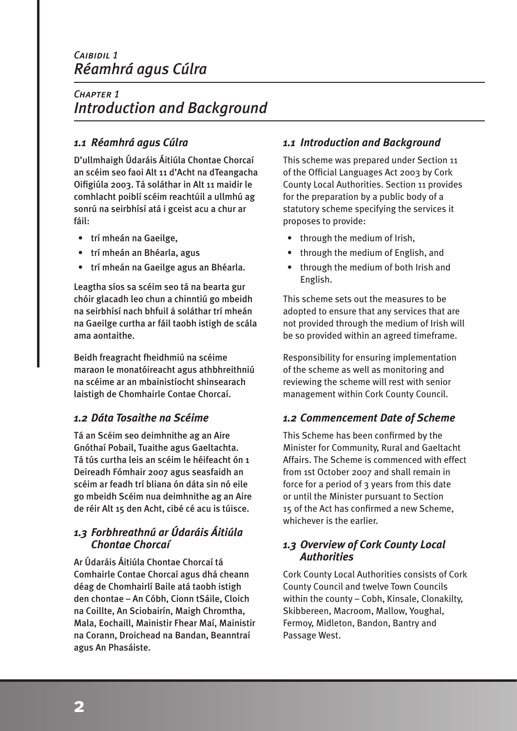# *Caibidil 1*
# *Réamhrá agus Cúlra*

# *Chapter 1*
# *Introduction and Background*

## *1.1 Réamhrá agus Cúlra*

D'ullmhaigh Údaráis Áitiúla Chontae Chorcaí an scéim seo faoi Alt 11 d'Acht na dTeangacha Oifigiúla 2003. Tá soláthar in Alt 11 maidir le comhlacht poiblí scéim reachtúil a ullmhú ag sonrú na seirbhísí atá i gceist acu a chur ar fáil:

- trí mheán na Gaeilge,
- trí mheán an Bhéarla, agus
- trí mheán na Gaeilge agus an Bhéarla.

Leagtha síos sa scéim seo tá na bearta gur chóir glacadh leo chun a chinntiú go mbeidh na seirbhísí nach bhfuil á soláthar trí mheán na Gaeilge curtha ar fáil taobh istigh de scála ama aontaithe.

Beidh freagracht fheidhmiú na scéime maraon le monatóireacht agus athbhreithniú na scéime ar an mbainistíocht shinsearach laistigh de Chomhairle Contae Chorcaí.

## *1.1 Introduction and Background*

This scheme was prepared under Section 11 of the Official Languages Act 2003 by Cork County Local Authorities. Section 11 provides for the preparation by a public body of a statutory scheme specifying the services it proposes to provide:

- through the medium of Irish,
- through the medium of English, and
- through the medium of both Irish and English.

This scheme sets out the measures to be adopted to ensure that any services that are not provided through the medium of Irish will be so provided within an agreed timeframe.

Responsibility for ensuring implementation of the scheme as well as monitoring and reviewing the scheme will rest with senior management within Cork County Council.

## *1.2 Dáta Tosaithe na Scéime*

Tá an Scéim seo deimhnithe ag an Aire Gnóthaí Pobail, Tuaithe agus Gaeltachta. Tá tús curtha leis an scéim le héifeacht ón 1 Deireadh Fómhair 2007 agus seasfaidh an scéim ar feadh trí bliana ón dáta sin nó eile go mbeidh Scéim nua deimhnithe ag an Aire de réir Alt 15 den Acht, cibé cé acu is túisce.

## *1.2 Commencement Date of Scheme*

This Scheme has been confirmed by the Minister for Community, Rural and Gaeltacht Affairs. The Scheme is commenced with effect from 1st October 2007 and shall remain in force for a period of 3 years from this date or until the Minister pursuant to Section 15 of the Act has confirmed a new Scheme, whichever is the earlier.

## *1.3 Forbhreathnú ar Údaráis Áitiúla Chontae Chorcaí*

Ar Údaráis Áitiúla Chontae Chorcaí tá Comhairle Contae Chorcaí agus dhá cheann déag de Chomhairlí Baile atá taobh istigh den chontae – An Cóbh, Cionn tSáile, Cloich na Coillte, An Sciobairín, Maigh Chromtha, Mala, Eochaill, Mainistir Fhear Maí, Mainistir na Corann, Droichead na Bandan, Beanntraí agus An Phasáiste.

## *1.3 Overview of Cork County Local Authorities*

Cork County Local Authorities consists of Cork County Council and twelve Town Councils within the county – Cobh, Kinsale, Clonakilty, Skibbereen, Macroom, Mallow, Youghal, Fermoy, Midleton, Bandon, Bantry and Passage West.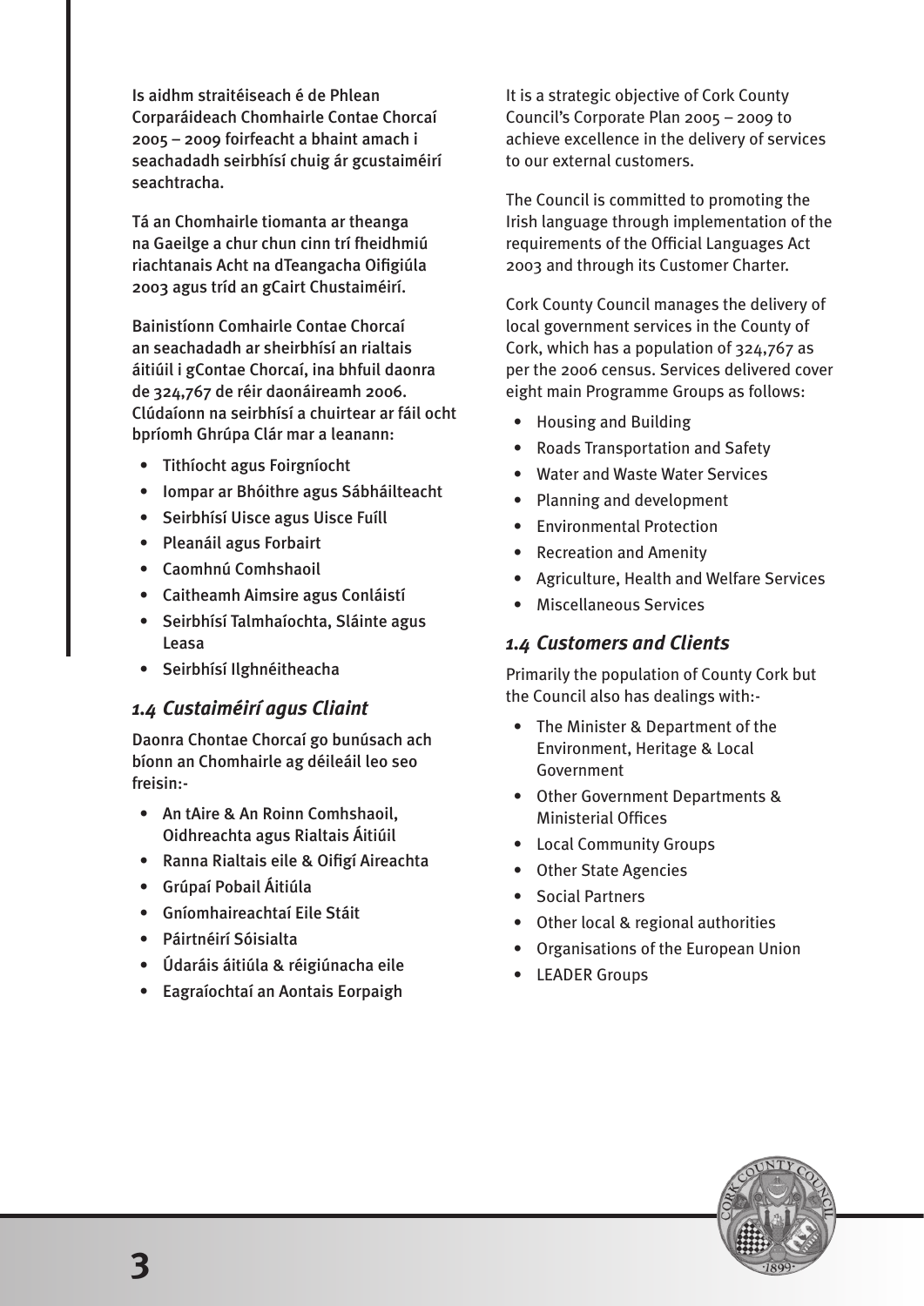Is aidhm straitéiseach é de Phlean Corparáideach Chomhairle Contae Chorcaí 2005 – 2009 foirfeacht a bhaint amach i seachadadh seirbhísí chuig ár gcustaiméirí seachtracha.

Tá an Chomhairle tiomanta ar theanga na Gaeilge a chur chun cinn trí fheidhmiú riachtanais Acht na dTeangacha Oifigiúla 2003 agus tríd an gCairt Chustaiméirí.

Bainistíonn Comhairle Contae Chorcaí an seachadadh ar sheirbhísí an rialtais áitiúil i gContae Chorcaí, ina bhfuil daonra de 324,767 de réir daonáireamh 2006. Clúdaíonn na seirbhísí a chuirtear ar fáil ocht bpríomh Ghrúpa Clár mar a leanann:

- Tithíocht agus Foirgníocht
- Iompar ar Bhóithre agus Sábháilteacht
- Seirbhísí Uisce agus Uisce Fuíll
- Pleanáil agus Forbairt
- Caomhnú Comhshaoil
- Caitheamh Aimsire agus Conláistí
- Seirbhísí Talmhaíochta, Sláinte agus Leasa
- Seirbhísí Ilghnéitheacha

### *1.4 Custaiméirí agus Cliaint*

Daonra Chontae Chorcaí go bunúsach ach bíonn an Chomhairle ag déileáil leo seo freisin:-

- An tAire & An Roinn Comhshaoil, Oidhreachta agus Rialtais Áitiúil
- Ranna Rialtais eile & Oifigí Aireachta
- Grúpaí Pobail Áitiúla
- Gníomhaireachtaí Eile Stáit
- Páirtnéirí Sóisialta
- Údaráis áitiúla & réigiúnacha eile
- Eagraíochtaí an Aontais Eorpaigh

It is a strategic objective of Cork County Council's Corporate Plan 2005 – 2009 to achieve excellence in the delivery of services to our external customers.

The Council is committed to promoting the Irish language through implementation of the requirements of the Official Languages Act 2003 and through its Customer Charter.

Cork County Council manages the delivery of local government services in the County of Cork, which has a population of 324,767 as per the 2006 census. Services delivered cover eight main Programme Groups as follows:

- Housing and Building
- Roads Transportation and Safety
- Water and Waste Water Services
- Planning and development
- Environmental Protection
- Recreation and Amenity
- Agriculture, Health and Welfare Services
- Miscellaneous Services

### *1.4 Customers and Clients*

Primarily the population of County Cork but the Council also has dealings with:-

- The Minister & Department of the Environment, Heritage & Local Government
- Other Government Departments & Ministerial Offices
- Local Community Groups
- Other State Agencies
- Social Partners
- Other local & regional authorities
- Organisations of the European Union
- LEADER Groups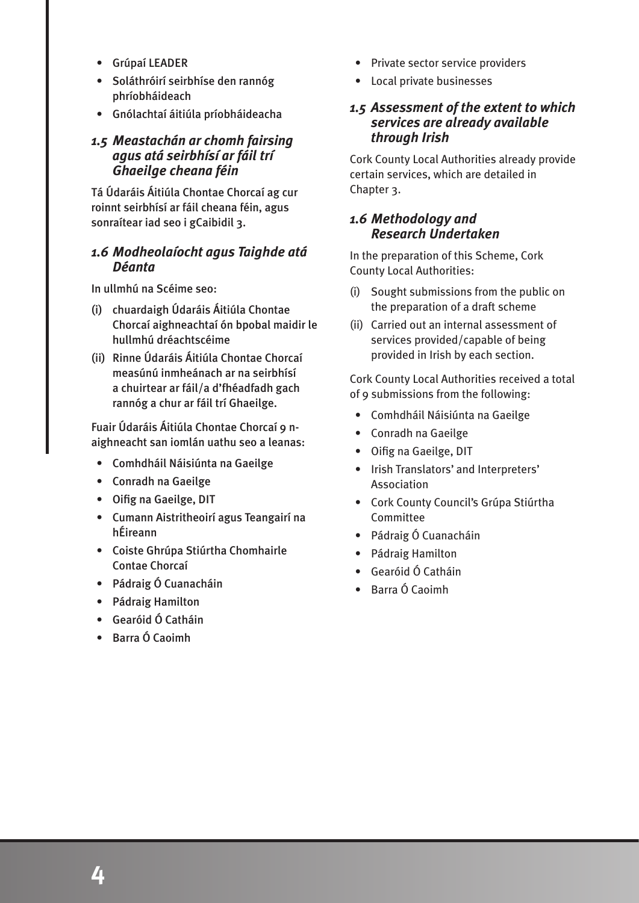- Grúpaí LEADER
- Soláthróirí seirbhíse den rannóg phríobháideach
- Gnólachtaí áitiúla príobháideacha

### 1.5 Meastachán ar chomh fairsing agus atá seirbhísí ar fáil trí Ghaeilge cheana féin

Tá Údaráis Áitiúla Chontae Chorcaí ag cur roinnt seirbhísí ar fáil cheana féin, agus sonraítear iad seo i gCaibidil 3.

### 1.6 Modheolaíocht agus Taighde atá Déanta

In ullmhú na Scéime seo:

(i) chuardaigh Údaráis Áitiúla Chontae Chorcaí aighneachtaí ón bpobal maidir le hullmhú dréachtscéime

(ii) Rinne Údaráis Áitiúla Chontae Chorcaí measúnú inmheánach ar na seirbhísí a chuirtear ar fáil/a d'fhéadfadh gach rannóg a chur ar fáil trí Ghaeilge.

Fuair Údaráis Áitiúla Chontae Chorcaí 9 n-aighneacht san iomlán uathu seo a leanas:

- Comhdháil Náisiúnta na Gaeilge
- Conradh na Gaeilge
- Oifig na Gaeilge, DIT
- Cumann Aistritheoirí agus Teangairí na hÉireann
- Coiste Ghrúpa Stiúrtha Chomhairle Contae Chorcaí
- Pádraig Ó Cuanacháin
- Pádraig Hamilton
- Gearóid Ó Catháin
- Barra Ó Caoimh

- Private sector service providers
- Local private businesses

### 1.5 Assessment of the extent to which services are already available through Irish

Cork County Local Authorities already provide certain services, which are detailed in Chapter 3.

### 1.6 Methodology and Research Undertaken

In the preparation of this Scheme, Cork County Local Authorities:

(i) Sought submissions from the public on the preparation of a draft scheme

(ii) Carried out an internal assessment of services provided/capable of being provided in Irish by each section.

Cork County Local Authorities received a total of 9 submissions from the following:

- Comhdháil Náisiúnta na Gaeilge
- Conradh na Gaeilge
- Oifig na Gaeilge, DIT
- Irish Translators' and Interpreters' Association
- Cork County Council's Grúpa Stiúrtha Committee
- Pádraig Ó Cuanacháin
- Pádraig Hamilton
- Gearóid Ó Catháin
- Barra Ó Caoimh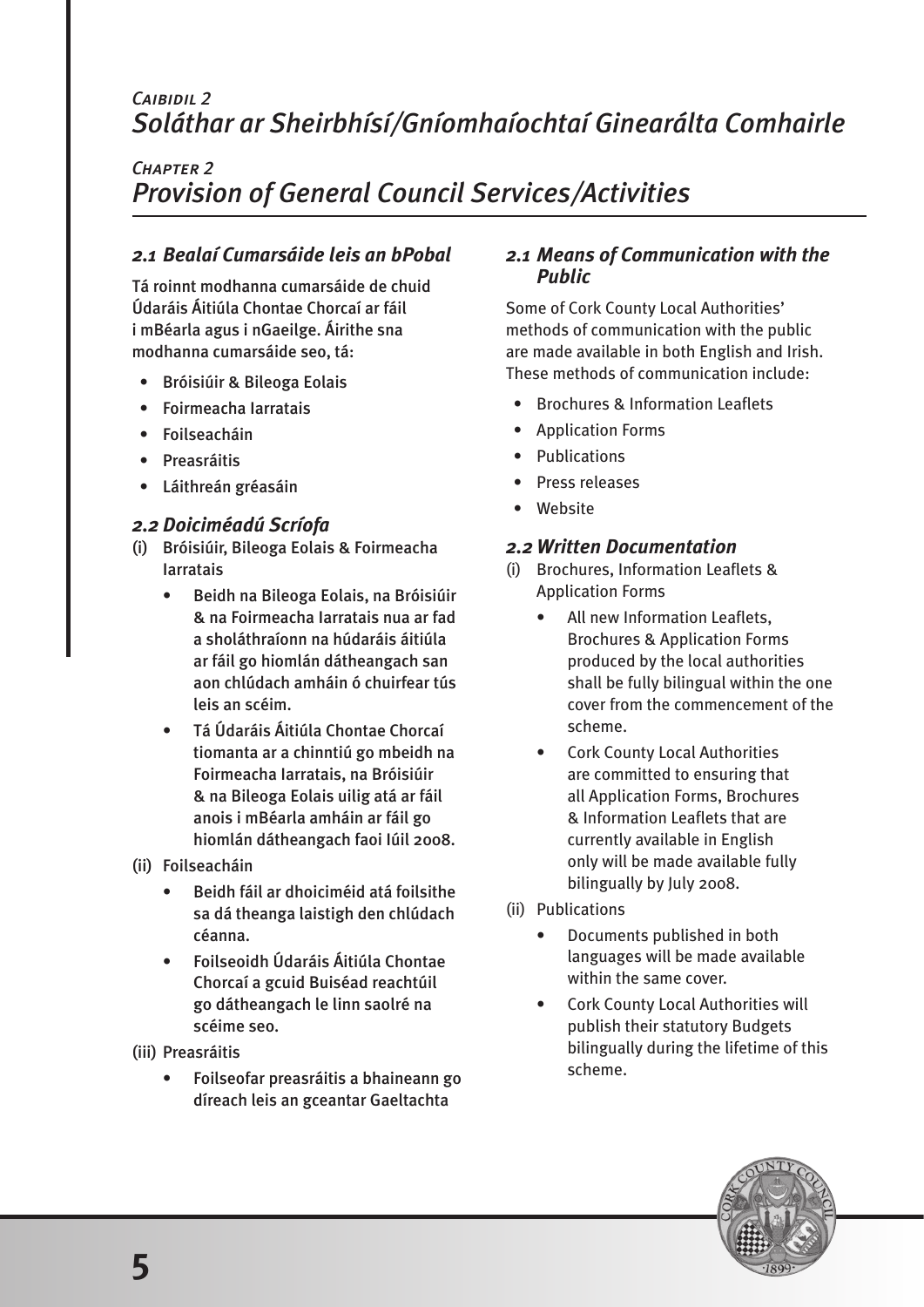*Caibidil 2*
# *Soláthar ar Sheirbhísí/Gníomhaíochtaí Ginearálta Comhairle*

*Chapter 2*
# *Provision of General Council Services/Activities*

## *2.1 Bealaí Cumarsáide leis an bPobal*

Tá roinnt modhanna cumarsáide de chuid Údaráis Áitiúla Chontae Chorcaí ar fáil i mBéarla agus i nGaeilge. Áirithe sna modhanna cumarsáide seo, tá:

- Bróisiúir & Bileoga Eolais
- Foirmeacha Iarratais
- Foilseacháin
- Preasráitis
- Láithreán gréasáin

## *2.2 Doiciméadú Scríofa*

(i) Bróisiúir, Bileoga Eolais & Foirmeacha Iarratais

- Beidh na Bileoga Eolais, na Bróisiúir & na Foirmeacha Iarratais nua ar fad a sholáthraíonn na húdaráis áitiúla ar fáil go hiomlán dátheangach san aon chlúdach amháin ó chuirfear tús leis an scéim.
- Tá Údaráis Áitiúla Chontae Chorcaí tiomanta ar a chinntiú go mbeidh na Foirmeacha Iarratais, na Bróisiúir & na Bileoga Eolais uilig atá ar fáil anois i mBéarla amháin ar fáil go hiomlán dátheangach faoi Iúil 2008.

(ii) Foilseacháin

- Beidh fáil ar dhoiciméid atá foilsithe sa dá theanga laistigh den chlúdach céanna.
- Foilseoidh Údaráis Áitiúla Chontae Chorcaí a gcuid Buiséad reachtúil go dátheangach le linn saolré na scéime seo.

(iii) Preasráitis

- Foilseofar preasráitis a bhaineann go díreach leis an gceantar Gaeltachta

## *2.1 Means of Communication with the Public*

Some of Cork County Local Authorities' methods of communication with the public are made available in both English and Irish. These methods of communication include:

- Brochures & Information Leaflets
- Application Forms
- Publications
- Press releases
- Website

## *2.2 Written Documentation*

(i) Brochures, Information Leaflets & Application Forms

- All new Information Leaflets, Brochures & Application Forms produced by the local authorities shall be fully bilingual within the one cover from the commencement of the scheme.
- Cork County Local Authorities are committed to ensuring that all Application Forms, Brochures & Information Leaflets that are currently available in English only will be made available fully bilingually by July 2008.

(ii) Publications

- Documents published in both languages will be made available within the same cover.
- Cork County Local Authorities will publish their statutory Budgets bilingually during the lifetime of this scheme.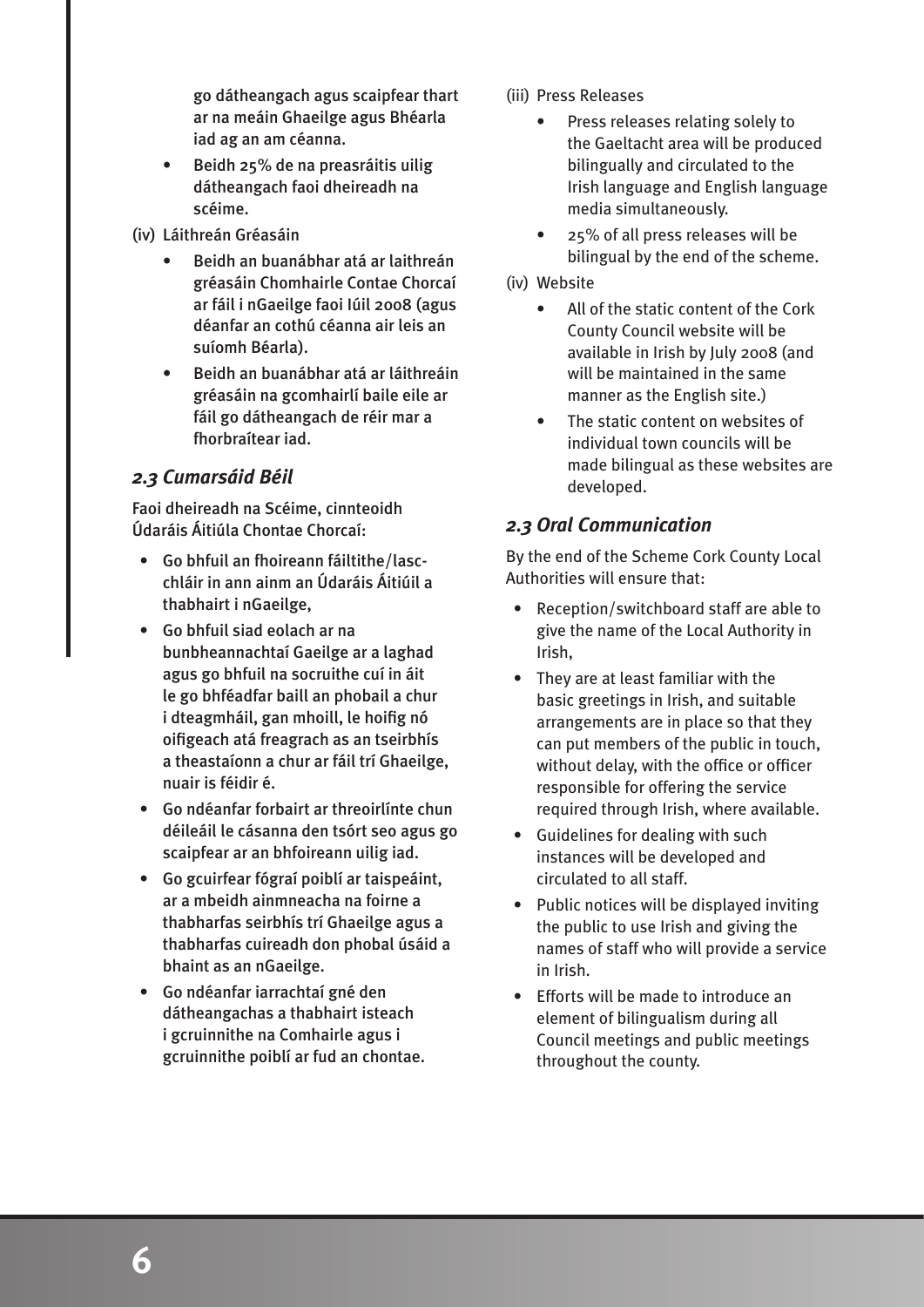go dátheangach agus scaipfear thart ar na meáin Ghaeilge agus Bhéarla iad ag an am céanna.

- Beidh 25% de na preasráitis uilig dátheangach faoi dheireadh na scéime.

(iv) Láithreán Gréasáin

- Beidh an buanábhar atá ar laithreán gréasáin Chomhairle Contae Chorcaí ar fáil i nGaeilge faoi Iúil 2008 (agus déanfar an cothú céanna air leis an suíomh Béarla).
- Beidh an buanábhar atá ar láithreáin gréasáin na gcomhairlí baile eile ar fáil go dátheangach de réir mar a fhorbraítear iad.

### *2.3 Cumarsáid Béil*

Faoi dheireadh na Scéime, cinnteoidh Údaráis Áitiúla Chontae Chorcaí:

- Go bhfuil an fhoireann fáiltithe/lasc-chláir in ann ainm an Údaráis Áitiúil a thabhairt i nGaeilge,
- Go bhfuil siad eolach ar na bunbheannachtaí Gaeilge ar a laghad agus go bhfuil na socruithe cuí in áit le go bhféadfar baill an phobail a chur i dteagmháil, gan mhoill, le hoifig nó oifigeach atá freagrach as an tseirbhís a theastaíonn a chur ar fáil trí Ghaeilge, nuair is féidir é.
- Go ndéanfar forbairt ar threoirlínte chun déileáil le cásanna den tsórt seo agus go scaipfear ar an bhfoireann uilig iad.
- Go gcuirfear fógraí poiblí ar taispeáint, ar a mbeidh ainmneacha na foirne a thabharfas seirbhís trí Ghaeilge agus a thabharfas cuireadh don phobal úsáid a bhaint as an nGaeilge.
- Go ndéanfar iarrachtaí gné den dátheangachas a thabhairt isteach i gcruinnithe na Comhairle agus i gcruinnithe poiblí ar fud an chontae.

(iii) Press Releases

- Press releases relating solely to the Gaeltacht area will be produced bilingually and circulated to the Irish language and English language media simultaneously.
- 25% of all press releases will be bilingual by the end of the scheme.

(iv) Website

- All of the static content of the Cork County Council website will be available in Irish by July 2008 (and will be maintained in the same manner as the English site.)
- The static content on websites of individual town councils will be made bilingual as these websites are developed.

### *2.3 Oral Communication*

By the end of the Scheme Cork County Local Authorities will ensure that:

- Reception/switchboard staff are able to give the name of the Local Authority in Irish,
- They are at least familiar with the basic greetings in Irish, and suitable arrangements are in place so that they can put members of the public in touch, without delay, with the office or officer responsible for offering the service required through Irish, where available.
- Guidelines for dealing with such instances will be developed and circulated to all staff.
- Public notices will be displayed inviting the public to use Irish and giving the names of staff who will provide a service in Irish.
- Efforts will be made to introduce an element of bilingualism during all Council meetings and public meetings throughout the county.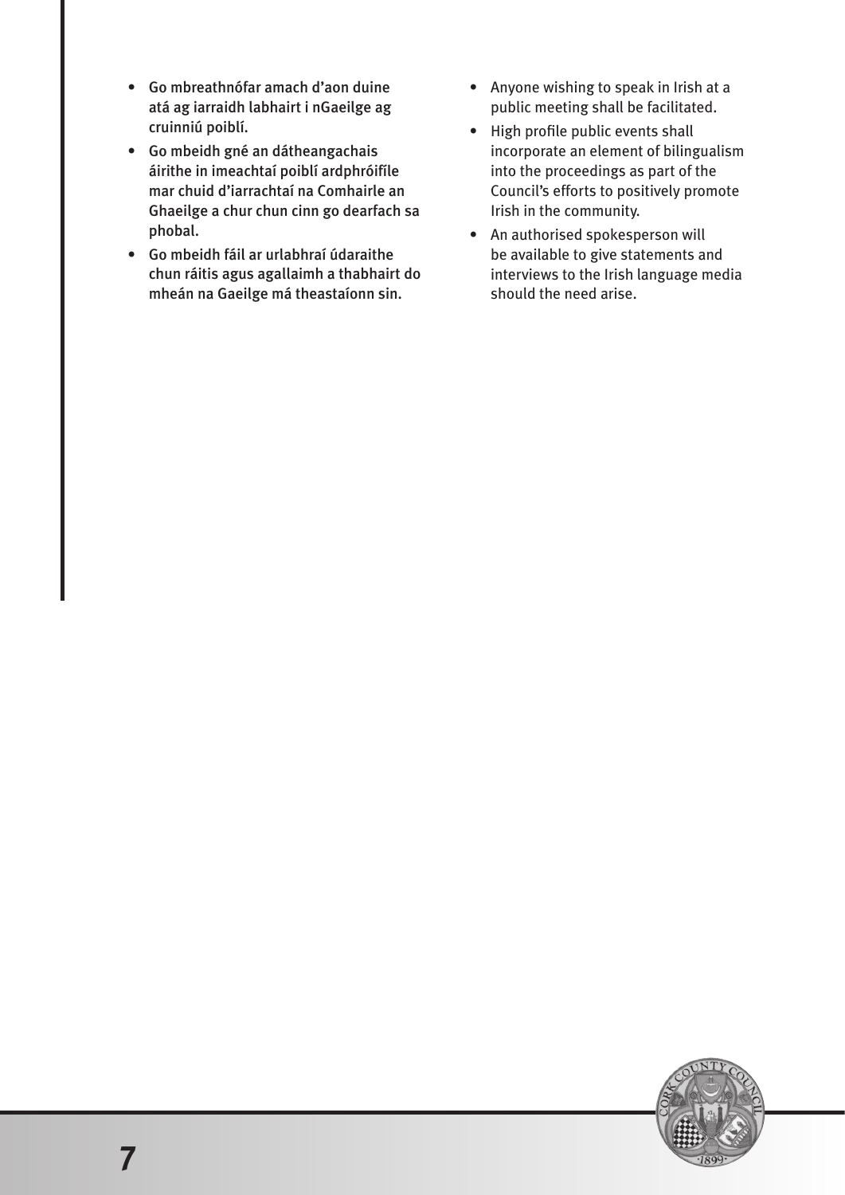- Go mbreathnófar amach d'aon duine atá ag iarraidh labhairt i nGaeilge ag cruinniú poiblí.
- Go mbeidh gné an dátheangachais áirithe in imeachtaí poiblí ardphróifíle mar chuid d'iarrachtaí na Comhairle an Ghaeilge a chur chun cinn go dearfach sa phobal.
- Go mbeidh fáil ar urlabhraí údaraithe chun ráitis agus agallaimh a thabhairt do mheán na Gaeilge má theastaíonn sin.

- Anyone wishing to speak in Irish at a public meeting shall be facilitated.
- High profile public events shall incorporate an element of bilingualism into the proceedings as part of the Council's efforts to positively promote Irish in the community.
- An authorised spokesperson will be available to give statements and interviews to the Irish language media should the need arise.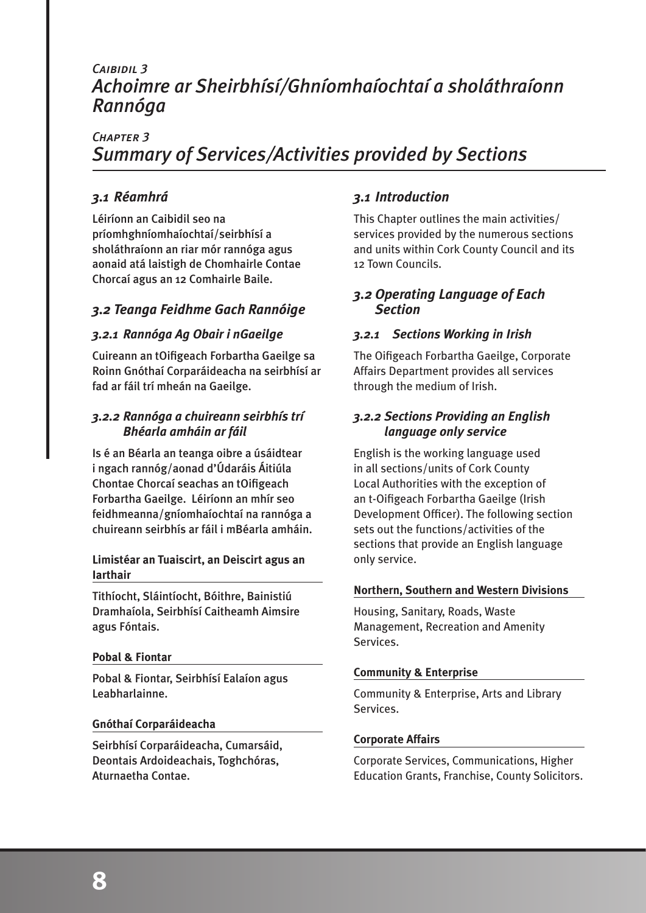# *Caibidil 3*
# *Achoimre ar Sheirbhísí/Ghníomhaíochtaí a sholáthraíonn Rannóga*

# *Chapter 3*
# *Summary of Services/Activities provided by Sections*

## *3.1 Réamhrá*

Léiríonn an Caibidil seo na príomhghníomhaíochtaí/seirbhísí a sholáthraíonn an riar mór rannóga agus aonaid atá laistigh de Chomhairle Contae Chorcaí agus an 12 Comhairle Baile.

## *3.2 Teanga Feidhme Gach Rannóige*

### *3.2.1 Rannóga Ag Obair i nGaeilge*

Cuireann an tOifigeach Forbartha Gaeilge sa Roinn Gnóthaí Corparáideacha na seirbhísí ar fad ar fáil trí mheán na Gaeilge.

### *3.2.2 Rannóga a chuireann seirbhís trí Bhéarla amháin ar fáil*

Is é an Béarla an teanga oibre a úsáidtear i ngach rannóg/aonad d'Údaráis Áitiúla Chontae Chorcaí seachas an tOifigeach Forbartha Gaeilge. Léiríonn an mhír seo feidhmeanna/gníomhaíochtaí na rannóga a chuireann seirbhís ar fáil i mBéarla amháin.

**Limistéar an Tuaiscirt, an Deiscirt agus an Iarthair**

Tithíocht, Sláintíocht, Bóithre, Bainistiú Dramhaíola, Seirbhísí Caitheamh Aimsire agus Fóntais.

**Pobal & Fiontar**

Pobal & Fiontar, Seirbhísí Ealaíon agus Leabharlainne.

**Gnóthaí Corparáideacha**

Seirbhísí Corparáideacha, Cumarsáid, Deontais Ardoideachais, Toghchóras, Aturnaetha Contae.

## *3.1 Introduction*

This Chapter outlines the main activities/services provided by the numerous sections and units within Cork County Council and its 12 Town Councils.

## *3.2 Operating Language of Each Section*

### *3.2.1 Sections Working in Irish*

The Oifigeach Forbartha Gaeilge, Corporate Affairs Department provides all services through the medium of Irish.

### *3.2.2 Sections Providing an English language only service*

English is the working language used in all sections/units of Cork County Local Authorities with the exception of an t-Oifigeach Forbartha Gaeilge (Irish Development Officer). The following section sets out the functions/activities of the sections that provide an English language only service.

**Northern, Southern and Western Divisions**

Housing, Sanitary, Roads, Waste Management, Recreation and Amenity Services.

**Community & Enterprise**

Community & Enterprise, Arts and Library Services.

**Corporate Affairs**

Corporate Services, Communications, Higher Education Grants, Franchise, County Solicitors.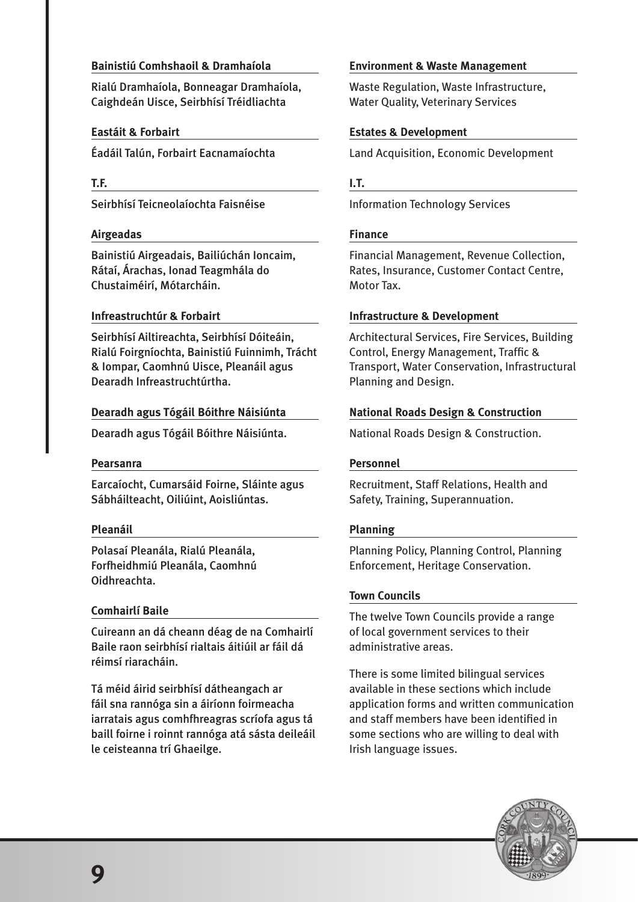**Bainistiú Comhshaoil & Dramhaíola**

Rialú Dramhaíola, Bonneagar Dramhaíola, Caighdeán Uisce, Seirbhísí Tréidliachta

**Eastáit & Forbairt**

Éadáil Talún, Forbairt Eacnamaíochta

**T.F.**

Seirbhísí Teicneolaíochta Faisnéise

**Airgeadas**

Bainistiú Airgeadais, Bailiúchán Ioncaim, Rátaí, Árachas, Ionad Teagmhála do Chustaiméirí, Mótarcháin.

**Infreastruchtúr & Forbairt**

Seirbhísí Ailtireachta, Seirbhísí Dóiteáin, Rialú Foirgníochta, Bainistiú Fuinnimh, Trácht & Iompar, Caomhnú Uisce, Pleanáil agus Dearadh Infreastruchtúrtha.

**Dearadh agus Tógáil Bóithre Náisiúnta**

Dearadh agus Tógáil Bóithre Náisiúnta.

**Pearsanra**

Earcaíocht, Cumarsáid Foirne, Sláinte agus Sábháilteacht, Oiliúint, Aoisliúntas.

**Pleanáil**

Polasaí Pleanála, Rialú Pleanála, Forfheidhmiú Pleanála, Caomhnú Oidhreachta.

**Comhairlí Baile**

Cuireann an dá cheann déag de na Comhairlí Baile raon seirbhísí rialtais áitiúil ar fáil dá réimsí riaracháin.

Tá méid áirid seirbhísí dátheangach ar fáil sna rannóga sin a áiríonn foirmeacha iarratais agus comhfhreagras scríofa agus tá baill foirne i roinnt rannóga atá sásta deileáil le ceisteanna trí Ghaeilge.

**Environment & Waste Management**

Waste Regulation, Waste Infrastructure, Water Quality, Veterinary Services

**Estates & Development**

Land Acquisition, Economic Development

**I.T.**

Information Technology Services

**Finance**

Financial Management, Revenue Collection, Rates, Insurance, Customer Contact Centre, Motor Tax.

**Infrastructure & Development**

Architectural Services, Fire Services, Building Control, Energy Management, Traffic & Transport, Water Conservation, Infrastructural Planning and Design.

**National Roads Design & Construction**

National Roads Design & Construction.

**Personnel**

Recruitment, Staff Relations, Health and Safety, Training, Superannuation.

**Planning**

Planning Policy, Planning Control, Planning Enforcement, Heritage Conservation.

**Town Councils**

The twelve Town Councils provide a range of local government services to their administrative areas.

There is some limited bilingual services available in these sections which include application forms and written communication and staff members have been identified in some sections who are willing to deal with Irish language issues.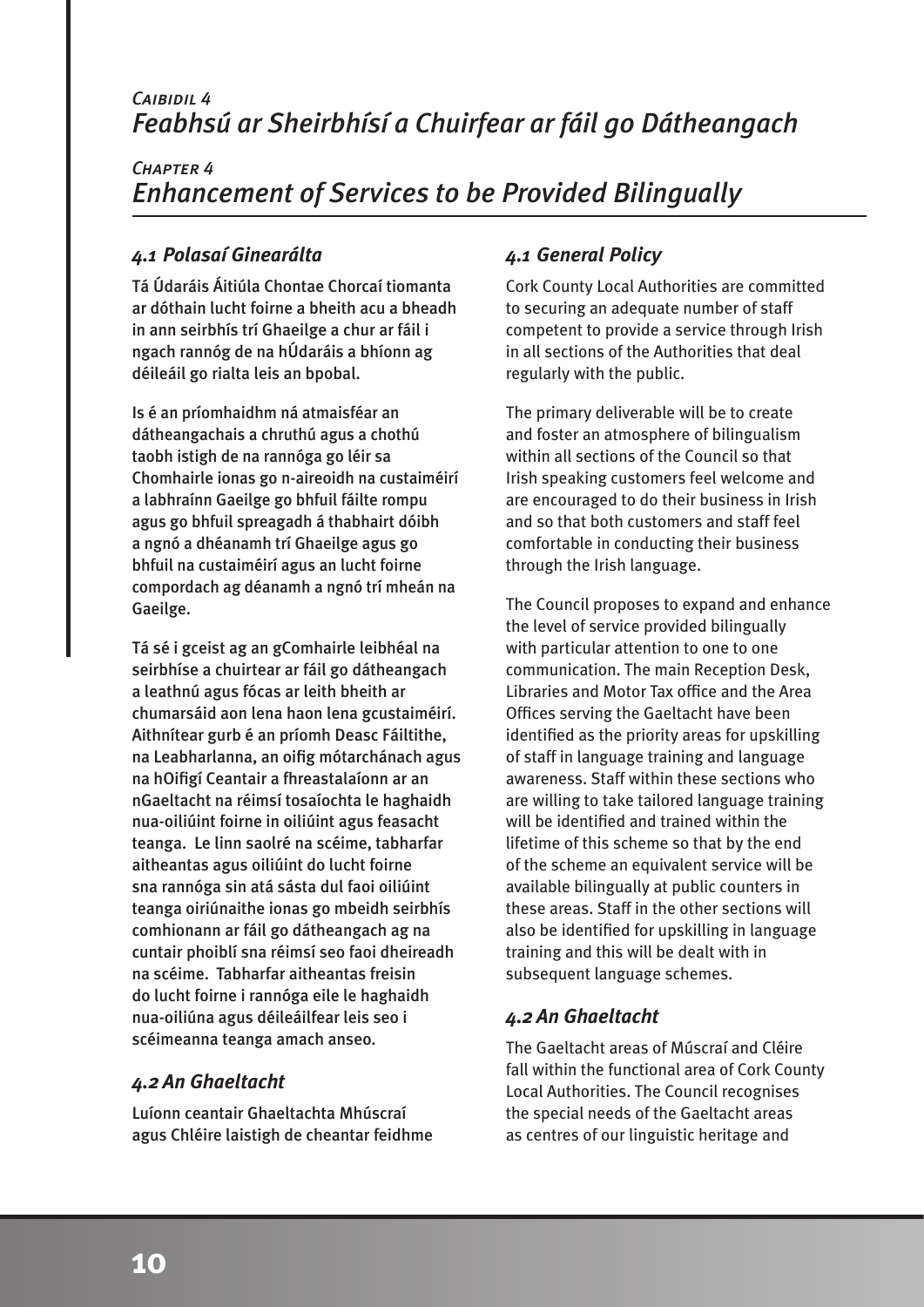## *Caibidil 4*
## *Feabhsú ar Sheirbhísí a Chuirfear ar fáil go Dátheangach*

## *Chapter 4*
## *Enhancement of Services to be Provided Bilingually*

### *4.1 Polasaí Ginearálta*

Tá Údaráis Áitiúla Chontae Chorcaí tiomanta ar dóthain lucht foirne a bheith acu a bheadh in ann seirbhís trí Ghaeilge a chur ar fáil i ngach rannóg de na hÚdaráis a bhíonn ag déileáil go rialta leis an bpobal.

Is é an príomhaidhm ná atmaisféar an dátheangachais a chruthú agus a chothú taobh istigh de na rannóga go léir sa Chomhairle ionas go n-aireoidh na custaiméirí a labhraínn Gaeilge go bhfuil fáilte rompu agus go bhfuil spreagadh á thabhairt dóibh a ngnó a dhéanamh trí Ghaeilge agus go bhfuil na custaiméirí agus an lucht foirne compordach ag déanamh a ngnó trí mheán na Gaeilge.

Tá sé i gceist ag an gComhairle leibhéal na seirbhíse a chuirtear ar fáil go dátheangach a leathnú agus fócas ar leith bheith ar chumarsáid aon lena haon lena gcustaiméirí. Aithnítear gurb é an príomh Deasc Fáiltithe, na Leabharlanna, an oifig mótarchánach agus na hOifigí Ceantair a fhreastalaíonn ar an nGaeltacht na réimsí tosaíochta le haghaidh nua-oiliúint foirne in oiliúint agus feasacht teanga. Le linn saolré na scéime, tabharfar aitheantas agus oiliúint do lucht foirne sna rannóga sin atá sásta dul faoi oiliúint teanga oiriúnaithe ionas go mbeidh seirbhís comhionann ar fáil go dátheangach ag na cuntair phoiblí sna réimsí seo faoi dheireadh na scéime. Tabharfar aitheantas freisin do lucht foirne i rannóga eile le haghaidh nua-oiliúna agus déileáilfear leis seo i scéimeanna teanga amach anseo.

### *4.2 An Ghaeltacht*

Luíonn ceantair Ghaeltachta Mhúscraí agus Chléire laistigh de cheantar feidhme

### *4.1 General Policy*

Cork County Local Authorities are committed to securing an adequate number of staff competent to provide a service through Irish in all sections of the Authorities that deal regularly with the public.

The primary deliverable will be to create and foster an atmosphere of bilingualism within all sections of the Council so that Irish speaking customers feel welcome and are encouraged to do their business in Irish and so that both customers and staff feel comfortable in conducting their business through the Irish language.

The Council proposes to expand and enhance the level of service provided bilingually with particular attention to one to one communication. The main Reception Desk, Libraries and Motor Tax office and the Area Offices serving the Gaeltacht have been identified as the priority areas for upskilling of staff in language training and language awareness. Staff within these sections who are willing to take tailored language training will be identified and trained within the lifetime of this scheme so that by the end of the scheme an equivalent service will be available bilingually at public counters in these areas. Staff in the other sections will also be identified for upskilling in language training and this will be dealt with in subsequent language schemes.

### *4.2 An Ghaeltacht*

The Gaeltacht areas of Múscraí and Cléire fall within the functional area of Cork County Local Authorities. The Council recognises the special needs of the Gaeltacht areas as centres of our linguistic heritage and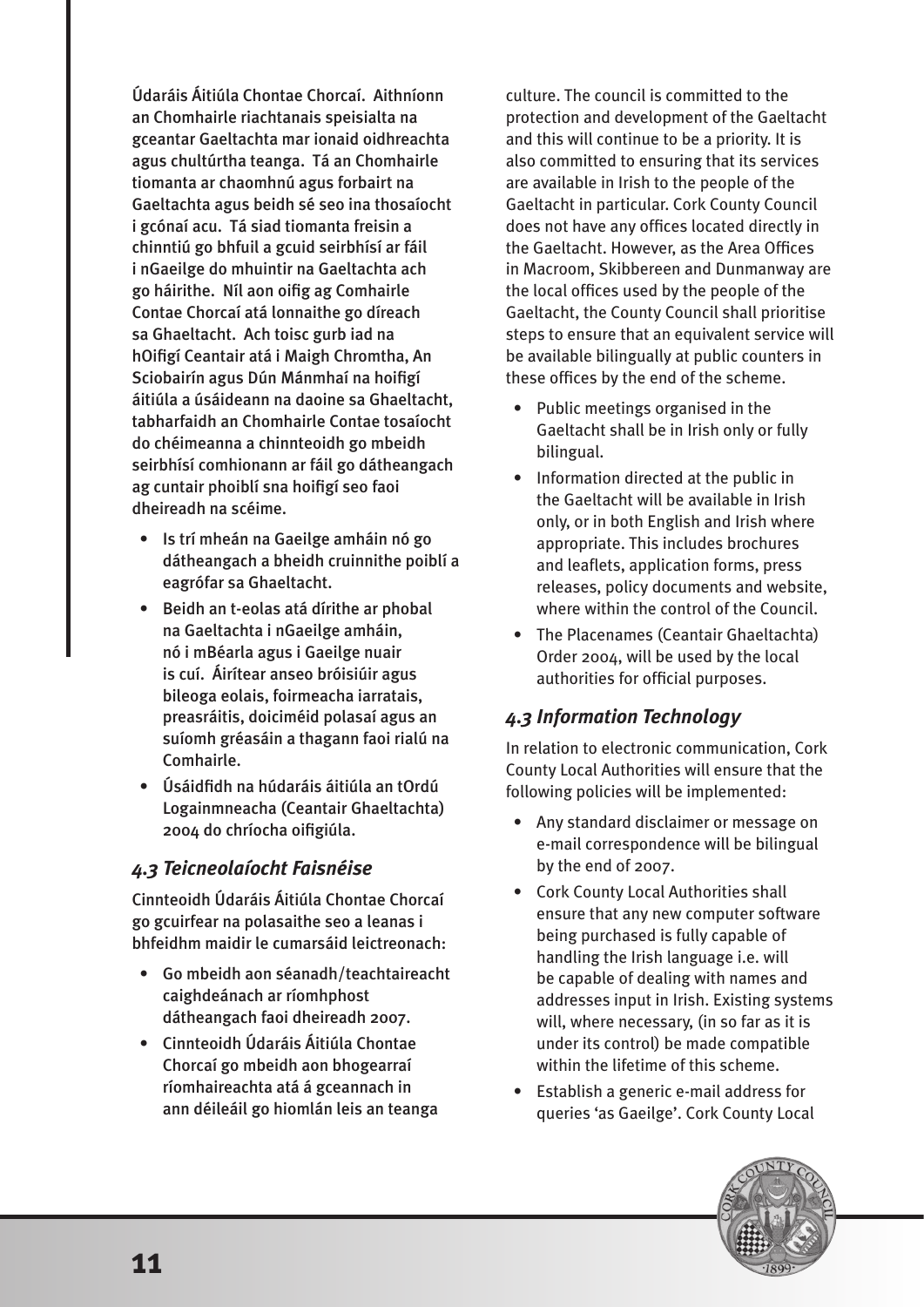Údaráis Áitiúla Chontae Chorcaí. Aithníonn an Chomhairle riachtanais speisialta na gceantar Gaeltachta mar ionaid oidhreachta agus chultúrtha teanga. Tá an Chomhairle tiomanta ar chaomhnú agus forbairt na Gaeltachta agus beidh sé seo ina thosaíocht i gcónaí acu. Tá siad tiomanta freisin a chinntiú go bhfuil a gcuid seirbhísí ar fáil i nGaeilge do mhuintir na Gaeltachta ach go háirithe. Níl aon oifig ag Comhairle Contae Chorcaí atá lonnaithe go díreach sa Ghaeltacht. Ach toisc gurb iad na hOifigí Ceantair atá i Maigh Chromtha, An Sciobairín agus Dún Mánmhaí na hoifigí áitiúla a úsáideann na daoine sa Ghaeltacht, tabharfaidh an Chomhairle Contae tosaíocht do chéimeanna a chinnteoidh go mbeidh seirbhísí comhionann ar fáil go dátheangach ag cuntair phoiblí sna hoifigí seo faoi dheireadh na scéime.

- Is trí mheán na Gaeilge amháin nó go dátheangach a bheidh cruinnithe poiblí a eagrófar sa Ghaeltacht.
- Beidh an t-eolas atá dírithe ar phobal na Gaeltachta i nGaeilge amháin, nó i mBéarla agus i Gaeilge nuair is cuí. Áirítear anseo bróisiúir agus bileoga eolais, foirmeacha iarratais, preasráitis, doiciméid polasaí agus an suíomh gréasáin a thagann faoi rialú na Comhairle.
- Úsáidfidh na húdaráis áitiúla an tOrdú Logainmneacha (Ceantair Ghaeltachta) 2004 do chríocha oifigiúla.

### *4.3 Teicneolaíocht Faisnéise*

Cinnteoidh Údaráis Áitiúla Chontae Chorcaí go gcuirfear na polasaithe seo a leanas i bhfeidhm maidir le cumarsáid leictreonach:

- Go mbeidh aon séanadh/teachtaireacht caighdeánach ar ríomhphost dátheangach faoi dheireadh 2007.
- Cinnteoidh Údaráis Áitiúla Chontae Chorcaí go mbeidh aon bhogearraí ríomhaireachta atá á gceannach in ann déileáil go hiomlán leis an teanga

culture. The council is committed to the protection and development of the Gaeltacht and this will continue to be a priority. It is also committed to ensuring that its services are available in Irish to the people of the Gaeltacht in particular. Cork County Council does not have any offices located directly in the Gaeltacht. However, as the Area Offices in Macroom, Skibbereen and Dunmanway are the local offices used by the people of the Gaeltacht, the County Council shall prioritise steps to ensure that an equivalent service will be available bilingually at public counters in these offices by the end of the scheme.

- Public meetings organised in the Gaeltacht shall be in Irish only or fully bilingual.
- Information directed at the public in the Gaeltacht will be available in Irish only, or in both English and Irish where appropriate. This includes brochures and leaflets, application forms, press releases, policy documents and website, where within the control of the Council.
- The Placenames (Ceantair Ghaeltachta) Order 2004, will be used by the local authorities for official purposes.

### *4.3 Information Technology*

In relation to electronic communication, Cork County Local Authorities will ensure that the following policies will be implemented:

- Any standard disclaimer or message on e-mail correspondence will be bilingual by the end of 2007.
- Cork County Local Authorities shall ensure that any new computer software being purchased is fully capable of handling the Irish language i.e. will be capable of dealing with names and addresses input in Irish. Existing systems will, where necessary, (in so far as it is under its control) be made compatible within the lifetime of this scheme.
- Establish a generic e-mail address for queries 'as Gaeilge'. Cork County Local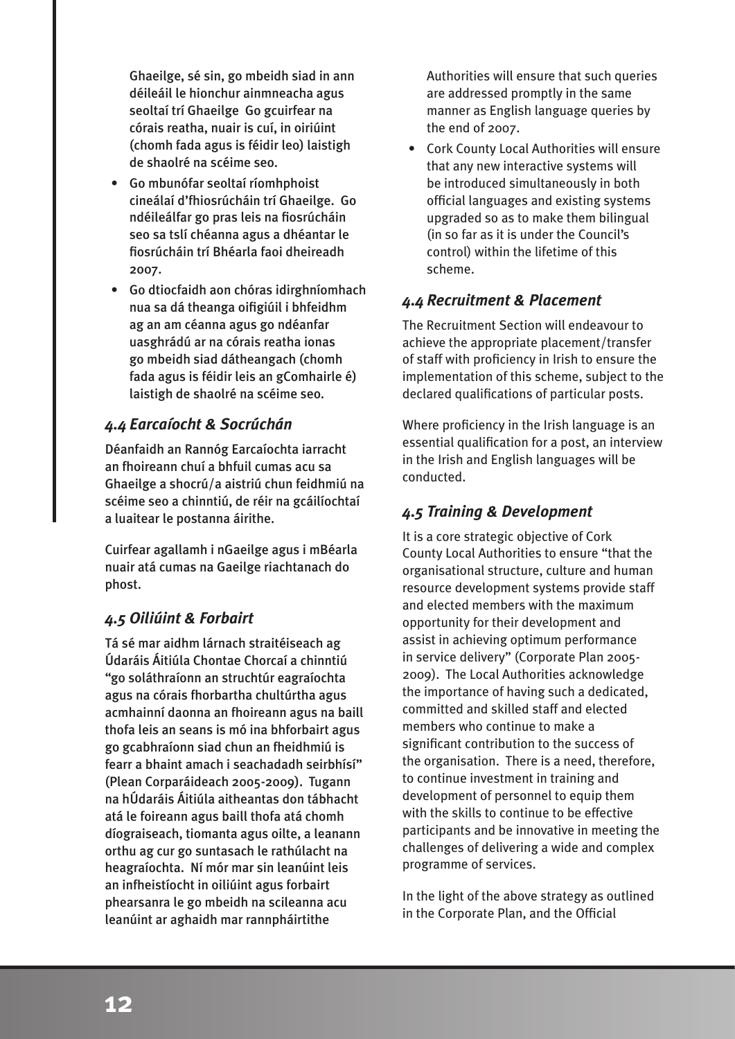Ghaeilge, sé sin, go mbeidh siad in ann déileáil le hionchur ainmneacha agus seoltaí trí Ghaeilge Go gcuirfear na córais reatha, nuair is cuí, in oiriúint (chomh fada agus is féidir leo) laistigh de shaolré na scéime seo.

- Go mbunófar seoltaí ríomhphoist cineálaí d'fhiosrúcháin trí Ghaeilge. Go ndéileálfar go pras leis na fiosrúcháin seo sa tslí chéanna agus a dhéantar le fiosrúcháin trí Bhéarla faoi dheireadh 2007.
- Go dtiocfaidh aon chóras idirghníomhach nua sa dá theanga oifigiúil i bhfeidhm ag an am céanna agus go ndéanfar uasghrádú ar na córais reatha ionas go mbeidh siad dátheangach (chomh fada agus is féidir leis an gComhairle é) laistigh de shaolré na scéime seo.

### *4.4 Earcaíocht & Socrúchán*

Déanfaidh an Rannóg Earcaíochta iarracht an fhoireann chuí a bhfuil cumas acu sa Ghaeilge a shocrú/a aistriú chun feidhmiú na scéime seo a chinntiú, de réir na gcáilíochtaí a luaitear le postanna áirithe.

Cuirfear agallamh i nGaeilge agus i mBéarla nuair atá cumas na Gaeilge riachtanach do phost.

### *4.5 Oiliúint & Forbairt*

Tá sé mar aidhm lárnach straitéiseach ag Údaráis Áitiúla Chontae Chorcaí a chinntiú "go soláthraíonn an struchtúr eagraíochta agus na córais fhorbartha chultúrtha agus acmhainní daonna an fhoireann agus na baill thofa leis an seans is mó ina bhforbairt agus go gcabhraíonn siad chun an fheidhmiú is fearr a bhaint amach i seachadadh seirbhísí" (Plean Corparáideach 2005-2009). Tugann na hÚdaráis Áitiúla aitheantas don tábhacht atá le foireann agus baill thofa atá chomh díograiseach, tiomanta agus oilte, a leanann orthu ag cur go suntasach le rathúlacht na heagraíochta. Ní mór mar sin leanúint leis an infheistíocht in oiliúint agus forbairt phearsanra le go mbeidh na scileanna acu leanúint ar aghaidh mar rannpháirtithe

Authorities will ensure that such queries are addressed promptly in the same manner as English language queries by the end of 2007.

- Cork County Local Authorities will ensure that any new interactive systems will be introduced simultaneously in both official languages and existing systems upgraded so as to make them bilingual (in so far as it is under the Council's control) within the lifetime of this scheme.

### *4.4 Recruitment & Placement*

The Recruitment Section will endeavour to achieve the appropriate placement/transfer of staff with proficiency in Irish to ensure the implementation of this scheme, subject to the declared qualifications of particular posts.

Where proficiency in the Irish language is an essential qualification for a post, an interview in the Irish and English languages will be conducted.

### *4.5 Training & Development*

It is a core strategic objective of Cork County Local Authorities to ensure "that the organisational structure, culture and human resource development systems provide staff and elected members with the maximum opportunity for their development and assist in achieving optimum performance in service delivery" (Corporate Plan 2005-2009). The Local Authorities acknowledge the importance of having such a dedicated, committed and skilled staff and elected members who continue to make a significant contribution to the success of the organisation. There is a need, therefore, to continue investment in training and development of personnel to equip them with the skills to continue to be effective participants and be innovative in meeting the challenges of delivering a wide and complex programme of services.

In the light of the above strategy as outlined in the Corporate Plan, and the Official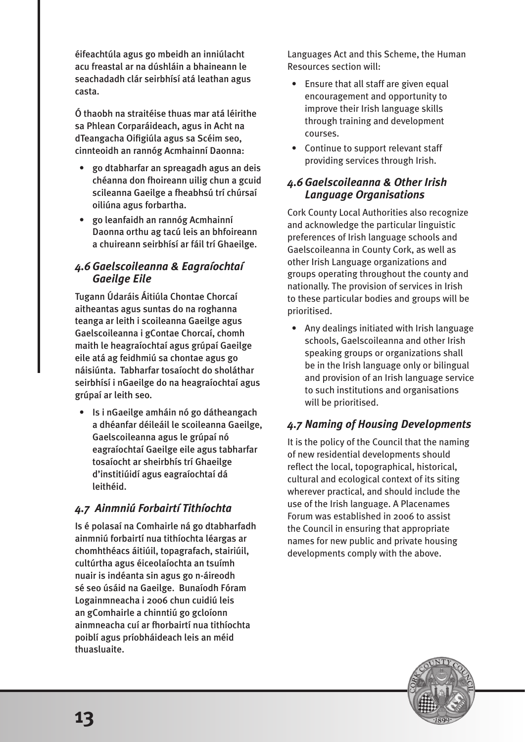éifeachtúla agus go mbeidh an inniúlacht acu freastal ar na dúshláin a bhaineann le seachadadh clár seirbhísí atá leathan agus casta.

Ó thaobh na straitéise thuas mar atá léirithe sa Phlean Corparáideach, agus in Acht na dTeangacha Oifigiúla agus sa Scéim seo, cinnteoidh an rannóg Acmhainní Daonna:

- go dtabharfar an spreagadh agus an deis chéanna don fhoireann uilig chun a gcuid scileanna Gaeilge a fheabhsú trí chúrsaí oiliúna agus forbartha.
- go leanfaidh an rannóg Acmhainní Daonna orthu ag tacú leis an bhfoireann a chuireann seirbhísí ar fáil trí Ghaeilge.

### *4.6 Gaelscoileanna & Eagraíochtaí Gaeilge Eile*

Tugann Údaráis Áitiúla Chontae Chorcaí aitheantas agus suntas do na roghanna teanga ar leith i scoileanna Gaeilge agus Gaelscoileanna i gContae Chorcaí, chomh maith le heagraíochtaí agus grúpaí Gaeilge eile atá ag feidhmiú sa chontae agus go náisiúnta. Tabharfar tosaíocht do sholáthar seirbhísí i nGaeilge do na heagraíochtaí agus grúpaí ar leith seo.

- Is i nGaeilge amháin nó go dátheangach a dhéanfar déileáil le scoileanna Gaeilge, Gaelscoileanna agus le grúpaí nó eagraíochtaí Gaeilge eile agus tabharfar tosaíocht ar sheirbhís trí Ghaeilge d'institiúidí agus eagraíochtaí dá leithéid.

### *4.7 Ainmniú Forbairtí Tithíochta*

Is é polasaí na Comhairle ná go dtabharfadh ainmniú forbairtí nua tithíochta léargas ar chomhthéacs áitiúil, topagrafach, stairiúil, cultúrtha agus éiceolaíochta an tsuímh nuair is indéanta sin agus go n-áireodh sé seo úsáid na Gaeilge. Bunaíodh Fóram Logainmneacha i 2006 chun cuidiú leis an gComhairle a chinntiú go gcloíonn ainmneacha cuí ar fhorbairtí nua tithíochta poiblí agus príobháideach leis an méid thuasluaite.

Languages Act and this Scheme, the Human Resources section will:

- Ensure that all staff are given equal encouragement and opportunity to improve their Irish language skills through training and development courses.
- Continue to support relevant staff providing services through Irish.

### *4.6 Gaelscoileanna & Other Irish Language Organisations*

Cork County Local Authorities also recognize and acknowledge the particular linguistic preferences of Irish language schools and Gaelscoileanna in County Cork, as well as other Irish Language organizations and groups operating throughout the county and nationally. The provision of services in Irish to these particular bodies and groups will be prioritised.

- Any dealings initiated with Irish language schools, Gaelscoileanna and other Irish speaking groups or organizations shall be in the Irish language only or bilingual and provision of an Irish language service to such institutions and organisations will be prioritised.

### *4.7 Naming of Housing Developments*

It is the policy of the Council that the naming of new residential developments should reflect the local, topographical, historical, cultural and ecological context of its siting wherever practical, and should include the use of the Irish language. A Placenames Forum was established in 2006 to assist the Council in ensuring that appropriate names for new public and private housing developments comply with the above.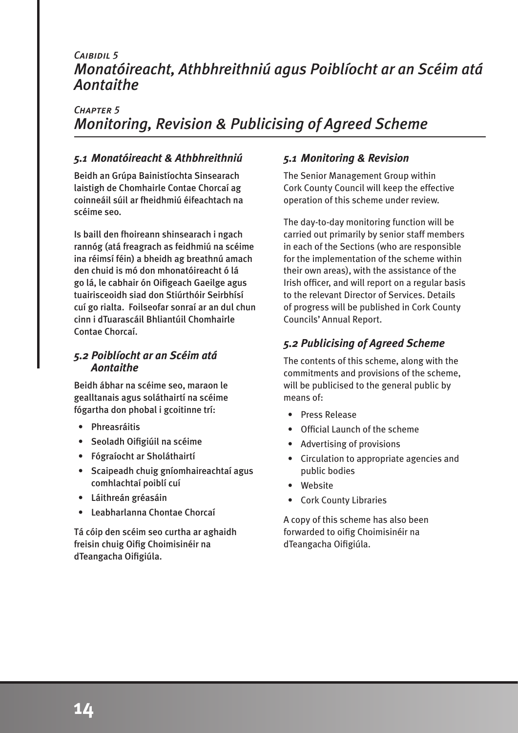*Caibidil 5*
# *Monatóireacht, Athbhreithniú agus Poiblíocht ar an Scéim atá Aontaithe*

*Chapter 5*
# *Monitoring, Revision & Publicising of Agreed Scheme*

## *5.1 Monatóireacht & Athbhreithniú*

Beidh an Grúpa Bainistíochta Sinsearach laistigh de Chomhairle Contae Chorcaí ag coinneáil súil ar fheidhmiú éifeachtach na scéime seo.

Is baill den fhoireann shinsearach i ngach rannóg (atá freagrach as feidhmiú na scéime ina réimsí féin) a bheidh ag breathnú amach den chuid is mó don mhonatóireacht ó lá go lá, le cabhair ón Oifigeach Gaeilge agus tuairisceoidh siad don Stiúrthóir Seirbhísí cuí go rialta. Foilseofar sonraí ar an dul chun cinn i dTuarascáil Bhliantúil Chomhairle Contae Chorcaí.

## *5.2 Poiblíocht ar an Scéim atá Aontaithe*

Beidh ábhar na scéime seo, maraon le gealltanais agus soláthairtí na scéime fógartha don phobal i gcoitinne trí:

- Phreasráitis
- Seoladh Oifigiúil na scéime
- Fógraíocht ar Sholáthairtí
- Scaipeadh chuig gníomhaireachtaí agus comhlachtaí poiblí cuí
- Láithreán gréasáin
- Leabharlanna Chontae Chorcaí

Tá cóip den scéim seo curtha ar aghaidh freisin chuig Oifig Choimisinéir na dTeangacha Oifigiúla.

## *5.1 Monitoring & Revision*

The Senior Management Group within Cork County Council will keep the effective operation of this scheme under review.

The day-to-day monitoring function will be carried out primarily by senior staff members in each of the Sections (who are responsible for the implementation of the scheme within their own areas), with the assistance of the Irish officer, and will report on a regular basis to the relevant Director of Services. Details of progress will be published in Cork County Councils' Annual Report.

## *5.2 Publicising of Agreed Scheme*

The contents of this scheme, along with the commitments and provisions of the scheme, will be publicised to the general public by means of:

- Press Release
- Official Launch of the scheme
- Advertising of provisions
- Circulation to appropriate agencies and public bodies
- Website
- Cork County Libraries

A copy of this scheme has also been forwarded to oifig Choimisinéir na dTeangacha Oifigiúla.